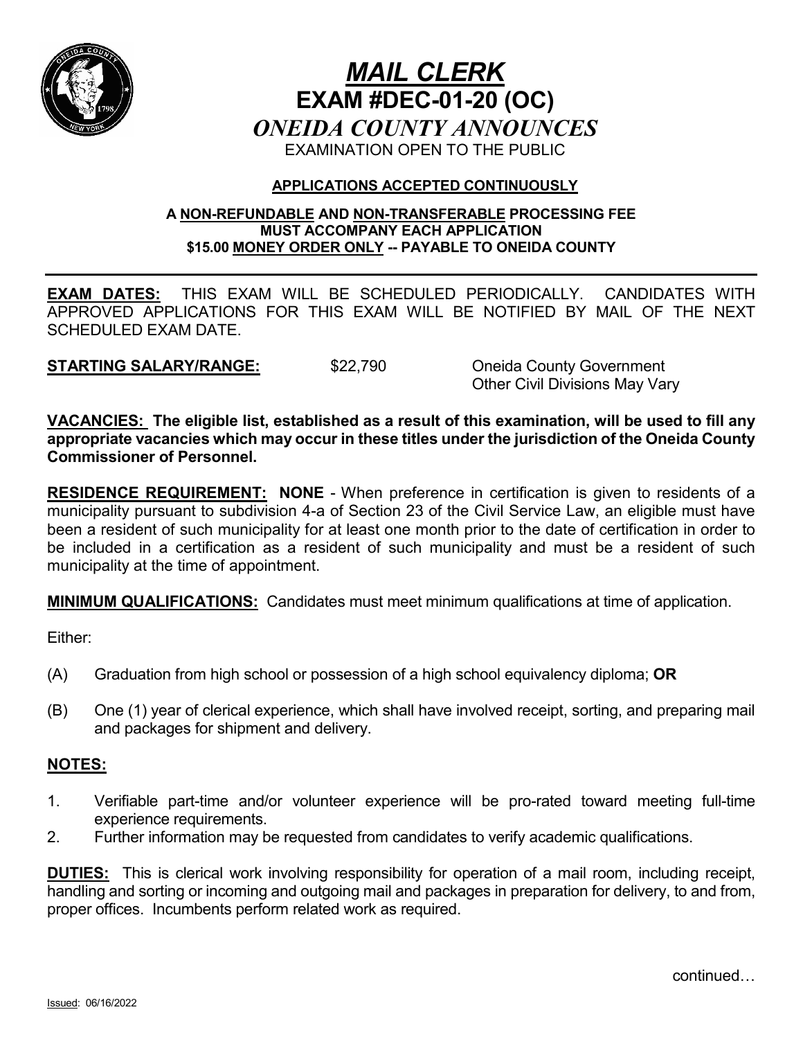# *MAIL CLERK*

## EXAM #DEC-01-20 (OC)

### *ONEIDA COUNTY ANNOUNCES*

EXAMINATION OPEN TO THE PUBLIC

**APPLICATIONS ACCEPTED CONTINUOUSLY**

**A NON-REFUNDABLE AND NON-TRANSFERABLE PROCESSING FEE MUST ACCOMPANY EACH APPLICATION**
**$15.00 MONEY ORDER ONLY -- PAYABLE TO ONEIDA COUNTY**

---

**EXAM DATES:** THIS EXAM WILL BE SCHEDULED PERIODICALLY. CANDIDATES WITH APPROVED APPLICATIONS FOR THIS EXAM WILL BE NOTIFIED BY MAIL OF THE NEXT SCHEDULED EXAM DATE.

**STARTING SALARY/RANGE:** $22,790 Oneida County Government
Other Civil Divisions May Vary

**VACANCIES: The eligible list, established as a result of this examination, will be used to fill any appropriate vacancies which may occur in these titles under the jurisdiction of the Oneida County Commissioner of Personnel.**

**RESIDENCE REQUIREMENT: NONE** - When preference in certification is given to residents of a municipality pursuant to subdivision 4-a of Section 23 of the Civil Service Law, an eligible must have been a resident of such municipality for at least one month prior to the date of certification in order to be included in a certification as a resident of such municipality and must be a resident of such municipality at the time of appointment.

**MINIMUM QUALIFICATIONS:** Candidates must meet minimum qualifications at time of application.

Either:

(A) Graduation from high school or possession of a high school equivalency diploma; **OR**

(B) One (1) year of clerical experience, which shall have involved receipt, sorting, and preparing mail and packages for shipment and delivery.

**NOTES:**

1. Verifiable part-time and/or volunteer experience will be pro-rated toward meeting full-time experience requirements.
2. Further information may be requested from candidates to verify academic qualifications.

**DUTIES:** This is clerical work involving responsibility for operation of a mail room, including receipt, handling and sorting or incoming and outgoing mail and packages in preparation for delivery, to and from, proper offices. Incumbents perform related work as required.

continued…

Issued: 06/16/2022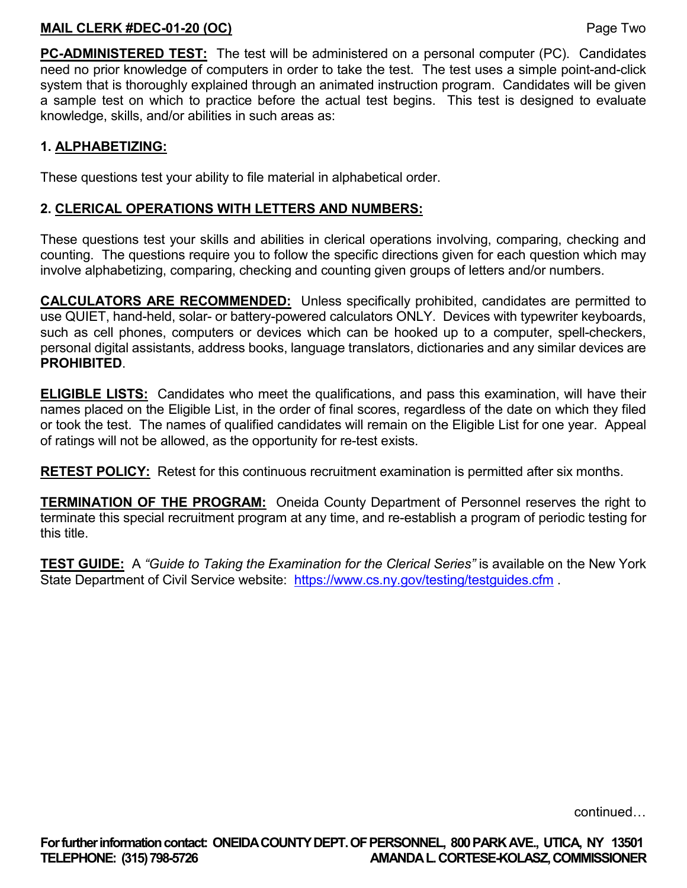**PC-ADMINISTERED TEST:** The test will be administered on a personal computer (PC). Candidates need no prior knowledge of computers in order to take the test. The test uses a simple point-and-click system that is thoroughly explained through an animated instruction program. Candidates will be given a sample test on which to practice before the actual test begins. This test is designed to evaluate knowledge, skills, and/or abilities in such areas as:

**1. ALPHABETIZING:**

These questions test your ability to file material in alphabetical order.

**2. CLERICAL OPERATIONS WITH LETTERS AND NUMBERS:**

These questions test your skills and abilities in clerical operations involving, comparing, checking and counting. The questions require you to follow the specific directions given for each question which may involve alphabetizing, comparing, checking and counting given groups of letters and/or numbers.

**CALCULATORS ARE RECOMMENDED:** Unless specifically prohibited, candidates are permitted to use QUIET, hand-held, solar- or battery-powered calculators ONLY. Devices with typewriter keyboards, such as cell phones, computers or devices which can be hooked up to a computer, spell-checkers, personal digital assistants, address books, language translators, dictionaries and any similar devices are **PROHIBITED**.

**ELIGIBLE LISTS:** Candidates who meet the qualifications, and pass this examination, will have their names placed on the Eligible List, in the order of final scores, regardless of the date on which they filed or took the test. The names of qualified candidates will remain on the Eligible List for one year. Appeal of ratings will not be allowed, as the opportunity for re-test exists.

**RETEST POLICY:** Retest for this continuous recruitment examination is permitted after six months.

**TERMINATION OF THE PROGRAM:** Oneida County Department of Personnel reserves the right to terminate this special recruitment program at any time, and re-establish a program of periodic testing for this title.

**TEST GUIDE:** A *"Guide to Taking the Examination for the Clerical Series"* is available on the New York State Department of Civil Service website: https://www.cs.ny.gov/testing/testguides.cfm .

continued…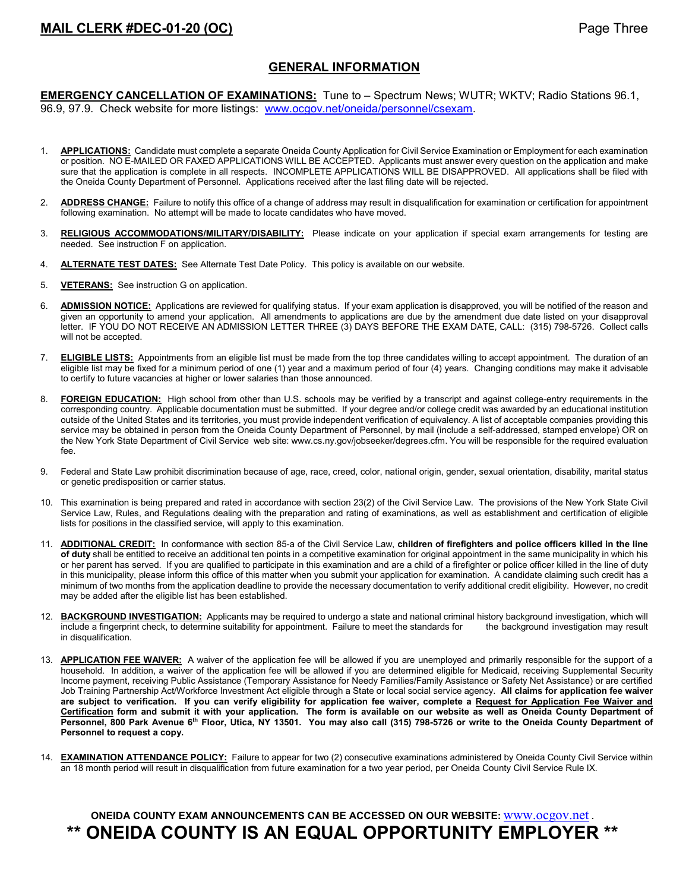## GENERAL INFORMATION

**EMERGENCY CANCELLATION OF EXAMINATIONS:** Tune to – Spectrum News; WUTR; WKTV; Radio Stations 96.1, 96.9, 97.9. Check website for more listings: www.ocgov.net/oneida/personnel/csexam.

1. **APPLICATIONS:** Candidate must complete a separate Oneida County Application for Civil Service Examination or Employment for each examination or position. NO E-MAILED OR FAXED APPLICATIONS WILL BE ACCEPTED. Applicants must answer every question on the application and make sure that the application is complete in all respects. INCOMPLETE APPLICATIONS WILL BE DISAPPROVED. All applications shall be filed with the Oneida County Department of Personnel. Applications received after the last filing date will be rejected.

2. **ADDRESS CHANGE:** Failure to notify this office of a change of address may result in disqualification for examination or certification for appointment following examination. No attempt will be made to locate candidates who have moved.

3. **RELIGIOUS ACCOMMODATIONS/MILITARY/DISABILITY:** Please indicate on your application if special exam arrangements for testing are needed. See instruction F on application.

4. **ALTERNATE TEST DATES:** See Alternate Test Date Policy. This policy is available on our website.

5. **VETERANS:** See instruction G on application.

6. **ADMISSION NOTICE:** Applications are reviewed for qualifying status. If your exam application is disapproved, you will be notified of the reason and given an opportunity to amend your application. All amendments to applications are due by the amendment due date listed on your disapproval letter. IF YOU DO NOT RECEIVE AN ADMISSION LETTER THREE (3) DAYS BEFORE THE EXAM DATE, CALL: (315) 798-5726. Collect calls will not be accepted.

7. **ELIGIBLE LISTS:** Appointments from an eligible list must be made from the top three candidates willing to accept appointment. The duration of an eligible list may be fixed for a minimum period of one (1) year and a maximum period of four (4) years. Changing conditions may make it advisable to certify to future vacancies at higher or lower salaries than those announced.

8. **FOREIGN EDUCATION:** High school from other than U.S. schools may be verified by a transcript and against college-entry requirements in the corresponding country. Applicable documentation must be submitted. If your degree and/or college credit was awarded by an educational institution outside of the United States and its territories, you must provide independent verification of equivalency. A list of acceptable companies providing this service may be obtained in person from the Oneida County Department of Personnel, by mail (include a self-addressed, stamped envelope) OR on the New York State Department of Civil Service web site: www.cs.ny.gov/jobseeker/degrees.cfm. You will be responsible for the required evaluation fee.

9. Federal and State Law prohibit discrimination because of age, race, creed, color, national origin, gender, sexual orientation, disability, marital status or genetic predisposition or carrier status.

10. This examination is being prepared and rated in accordance with section 23(2) of the Civil Service Law. The provisions of the New York State Civil Service Law, Rules, and Regulations dealing with the preparation and rating of examinations, as well as establishment and certification of eligible lists for positions in the classified service, will apply to this examination.

11. **ADDITIONAL CREDIT:** In conformance with section 85-a of the Civil Service Law, **children of firefighters and police officers killed in the line of duty** shall be entitled to receive an additional ten points in a competitive examination for original appointment in the same municipality in which his or her parent has served. If you are qualified to participate in this examination and are a child of a firefighter or police officer killed in the line of duty in this municipality, please inform this office of this matter when you submit your application for examination. A candidate claiming such credit has a minimum of two months from the application deadline to provide the necessary documentation to verify additional credit eligibility. However, no credit may be added after the eligible list has been established.

12. **BACKGROUND INVESTIGATION:** Applicants may be required to undergo a state and national criminal history background investigation, which will include a fingerprint check, to determine suitability for appointment. Failure to meet the standards for the background investigation may result in disqualification.

13. **APPLICATION FEE WAIVER:** A waiver of the application fee will be allowed if you are unemployed and primarily responsible for the support of a household. In addition, a waiver of the application fee will be allowed if you are determined eligible for Medicaid, receiving Supplemental Security Income payment, receiving Public Assistance (Temporary Assistance for Needy Families/Family Assistance or Safety Net Assistance) or are certified Job Training Partnership Act/Workforce Investment Act eligible through a State or local social service agency. **All claims for application fee waiver are subject to verification. If you can verify eligibility for application fee waiver, complete a Request for Application Fee Waiver and Certification form and submit it with your application. The form is available on our website as well as Oneida County Department of Personnel, 800 Park Avenue 6th Floor, Utica, NY 13501. You may also call (315) 798-5726 or write to the Oneida County Department of Personnel to request a copy.**

14. **EXAMINATION ATTENDANCE POLICY:** Failure to appear for two (2) consecutive examinations administered by Oneida County Civil Service within an 18 month period will result in disqualification from future examination for a two year period, per Oneida County Civil Service Rule IX.

**ONEIDA COUNTY EXAM ANNOUNCEMENTS CAN BE ACCESSED ON OUR WEBSITE:** www.ocgov.net.

**\*\* ONEIDA COUNTY IS AN EQUAL OPPORTUNITY EMPLOYER \*\***